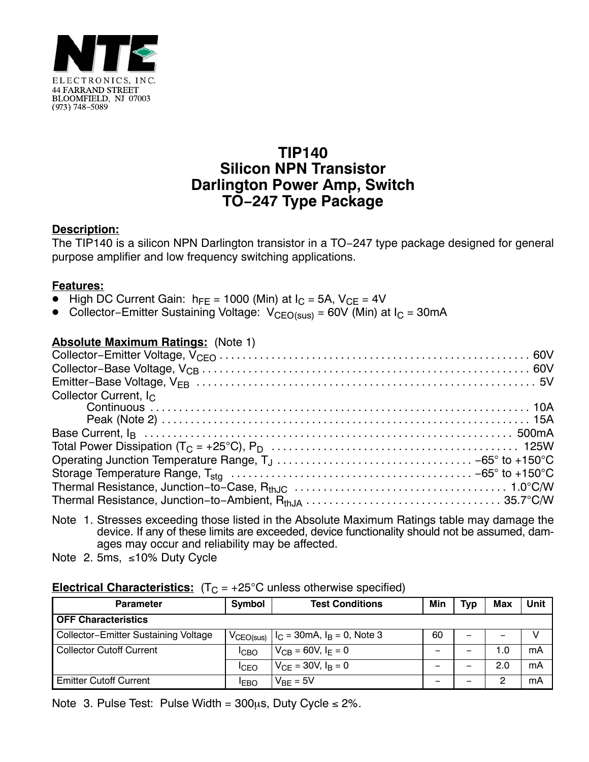NTE ELECTRONICS, INC.
44 FARRAND STREET
BLOOMFIELD, NJ 07003
(973) 748−5089

# TIP140
# Silicon NPN Transistor
# Darlington Power Amp, Switch
# TO−247 Type Package

**Description:**

The TIP140 is a silicon NPN Darlington transistor in a TO−247 type package designed for general purpose amplifier and low frequency switching applications.

**Features:**

- High DC Current Gain: $h_{FE}$ = 1000 (Min) at $I_C$ = 5A, $V_{CE}$ = 4V
- Collector−Emitter Sustaining Voltage: $V_{CEO(sus)}$ = 60V (Min) at $I_C$ = 30mA

**Absolute Maximum Ratings:** (Note 1)

Collector−Emitter Voltage, $V_{CEO}$ .......... 60V
Collector−Base Voltage, $V_{CB}$ .......... 60V
Emitter−Base Voltage, $V_{EB}$ .......... 5V
Collector Current, $I_C$
  Continuous .......... 10A
  Peak (Note 2) .......... 15A
Base Current, $I_B$ .......... 500mA
Total Power Dissipation ($T_C$ = +25°C), $P_D$ .......... 125W
Operating Junction Temperature Range, $T_J$ .......... −65° to +150°C
Storage Temperature Range, $T_{stg}$ .......... −65° to +150°C
Thermal Resistance, Junction−to−Case, $R_{thJC}$ .......... 1.0°C/W
Thermal Resistance, Junction−to−Ambient, $R_{thJA}$ .......... 35.7°C/W

Note 1. Stresses exceeding those listed in the Absolute Maximum Ratings table may damage the device. If any of these limits are exceeded, device functionality should not be assumed, damages may occur and reliability may be affected.

Note 2. 5ms, ≤10% Duty Cycle

**Electrical Characteristics:** ($T_C$ = +25°C unless otherwise specified)

| Parameter | Symbol | Test Conditions | Min | Typ | Max | Unit |
|---|---|---|---|---|---|---|
| **OFF Characteristics** | | | | | | |
| Collector−Emitter Sustaining Voltage | $V_{CEO(sus)}$ | $I_C$ = 30mA, $I_B$ = 0, Note 3 | 60 | − | − | V |
| Collector Cutoff Current | $I_{CBO}$ | $V_{CB}$ = 60V, $I_E$ = 0 | − | − | 1.0 | mA |
| | $I_{CEO}$ | $V_{CE}$ = 30V, $I_B$ = 0 | − | − | 2.0 | mA |
| Emitter Cutoff Current | $I_{EBO}$ | $V_{BE}$ = 5V | − | − | 2 | mA |

Note 3. Pulse Test: Pulse Width = 300μs, Duty Cycle ≤ 2%.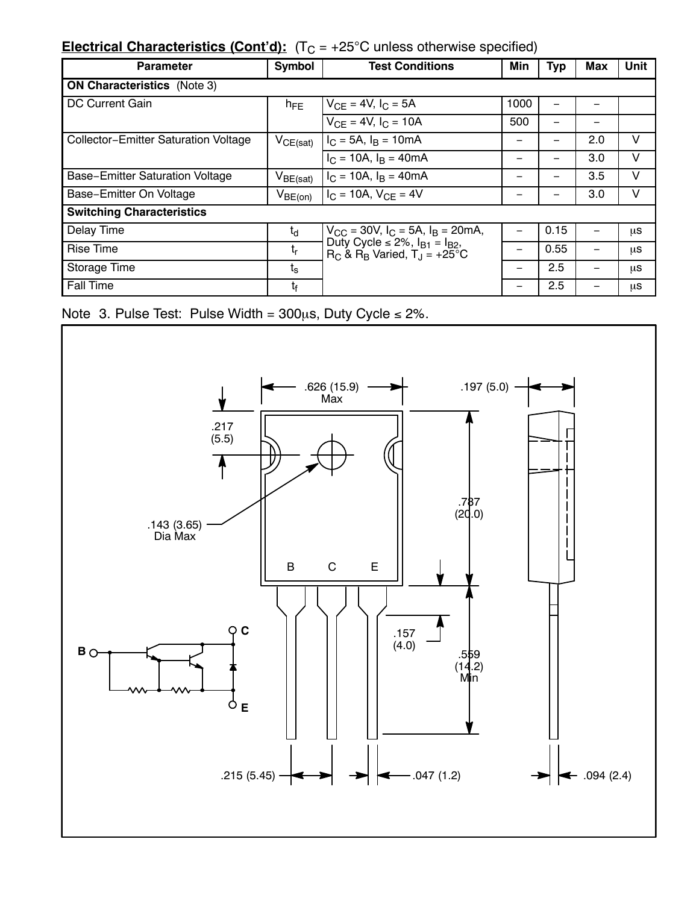**Electrical Characteristics (Cont'd):** ($T_C$ = +25°C unless otherwise specified)

| Parameter | Symbol | Test Conditions | Min | Typ | Max | Unit |
|---|---|---|---|---|---|---|
| **ON Characteristics** (Note 3) | | | | | | |
| DC Current Gain | $h_{FE}$ | $V_{CE}$ = 4V, $I_C$ = 5A | 1000 | – | – | |
| | | $V_{CE}$ = 4V, $I_C$ = 10A | 500 | – | – | |
| Collector−Emitter Saturation Voltage | $V_{CE(sat)}$ | $I_C$ = 5A, $I_B$ = 10mA | – | – | 2.0 | V |
| | | $I_C$ = 10A, $I_B$ = 40mA | – | – | 3.0 | V |
| Base−Emitter Saturation Voltage | $V_{BE(sat)}$ | $I_C$ = 10A, $I_B$ = 40mA | – | – | 3.5 | V |
| Base−Emitter On Voltage | $V_{BE(on)}$ | $I_C$ = 10A, $V_{CE}$ = 4V | – | – | 3.0 | V |
| **Switching Characteristics** | | | | | | |
| Delay Time | $t_d$ | $V_{CC}$ = 30V, $I_C$ = 5A, $I_B$ = 20mA, Duty Cycle ≤ 2%, $I_{B1}$ = $I_{B2}$, $R_C$ & $R_B$ Varied, $T_J$ = +25°C | – | 0.15 | – | μs |
| Rise Time | $t_r$ | | – | 0.55 | – | μs |
| Storage Time | $t_s$ | | – | 2.5 | – | μs |
| Fall Time | $t_f$ | | – | 2.5 | – | μs |

Note 3. Pulse Test: Pulse Width = 300μs, Duty Cycle ≤ 2%.

.626 (15.9) Max

.197 (5.0)

.217 (5.5)

.143 (3.65) Dia Max

.787 (20.0)

B C E

.157 (4.0)

.559 (14.2) Min

.215 (5.45)

.047 (1.2)

.094 (2.4)

B

C

E